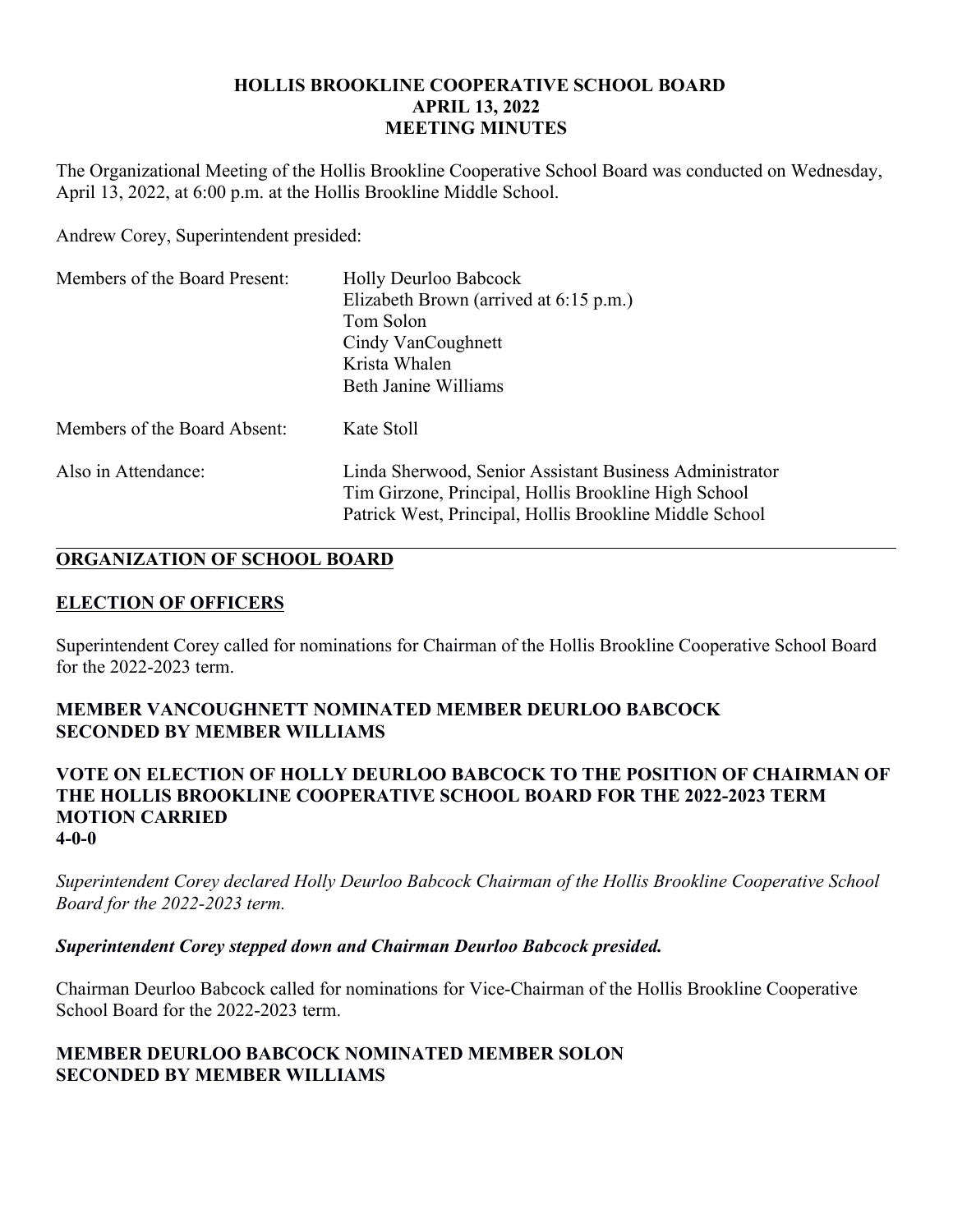# HOLLIS BROOKLINE COOPERATIVE SCHOOL BOARD
## APRIL 13, 2022
## MEETING MINUTES

The Organizational Meeting of the Hollis Brookline Cooperative School Board was conducted on Wednesday, April 13, 2022, at 6:00 p.m. at the Hollis Brookline Middle School.

Andrew Corey, Superintendent presided:

| | |
|---|---|
| Members of the Board Present: | Holly Deurloo Babcock<br>Elizabeth Brown (arrived at 6:15 p.m.)<br>Tom Solon<br>Cindy VanCoughnett<br>Krista Whalen<br>Beth Janine Williams |
| Members of the Board Absent: | Kate Stoll |
| Also in Attendance: | Linda Sherwood, Senior Assistant Business Administrator<br>Tim Girzone, Principal, Hollis Brookline High School<br>Patrick West, Principal, Hollis Brookline Middle School |

---

## ORGANIZATION OF SCHOOL BOARD

## ELECTION OF OFFICERS

Superintendent Corey called for nominations for Chairman of the Hollis Brookline Cooperative School Board for the 2022-2023 term.

**MEMBER VANCOUGHNETT NOMINATED MEMBER DEURLOO BABCOCK**
**SECONDED BY MEMBER WILLIAMS**

**VOTE ON ELECTION OF HOLLY DEURLOO BABCOCK TO THE POSITION OF CHAIRMAN OF THE HOLLIS BROOKLINE COOPERATIVE SCHOOL BOARD FOR THE 2022-2023 TERM**
**MOTION CARRIED**
**4-0-0**

*Superintendent Corey declared Holly Deurloo Babcock Chairman of the Hollis Brookline Cooperative School Board for the 2022-2023 term.*

***Superintendent Corey stepped down and Chairman Deurloo Babcock presided.***

Chairman Deurloo Babcock called for nominations for Vice-Chairman of the Hollis Brookline Cooperative School Board for the 2022-2023 term.

**MEMBER DEURLOO BABCOCK NOMINATED MEMBER SOLON**
**SECONDED BY MEMBER WILLIAMS**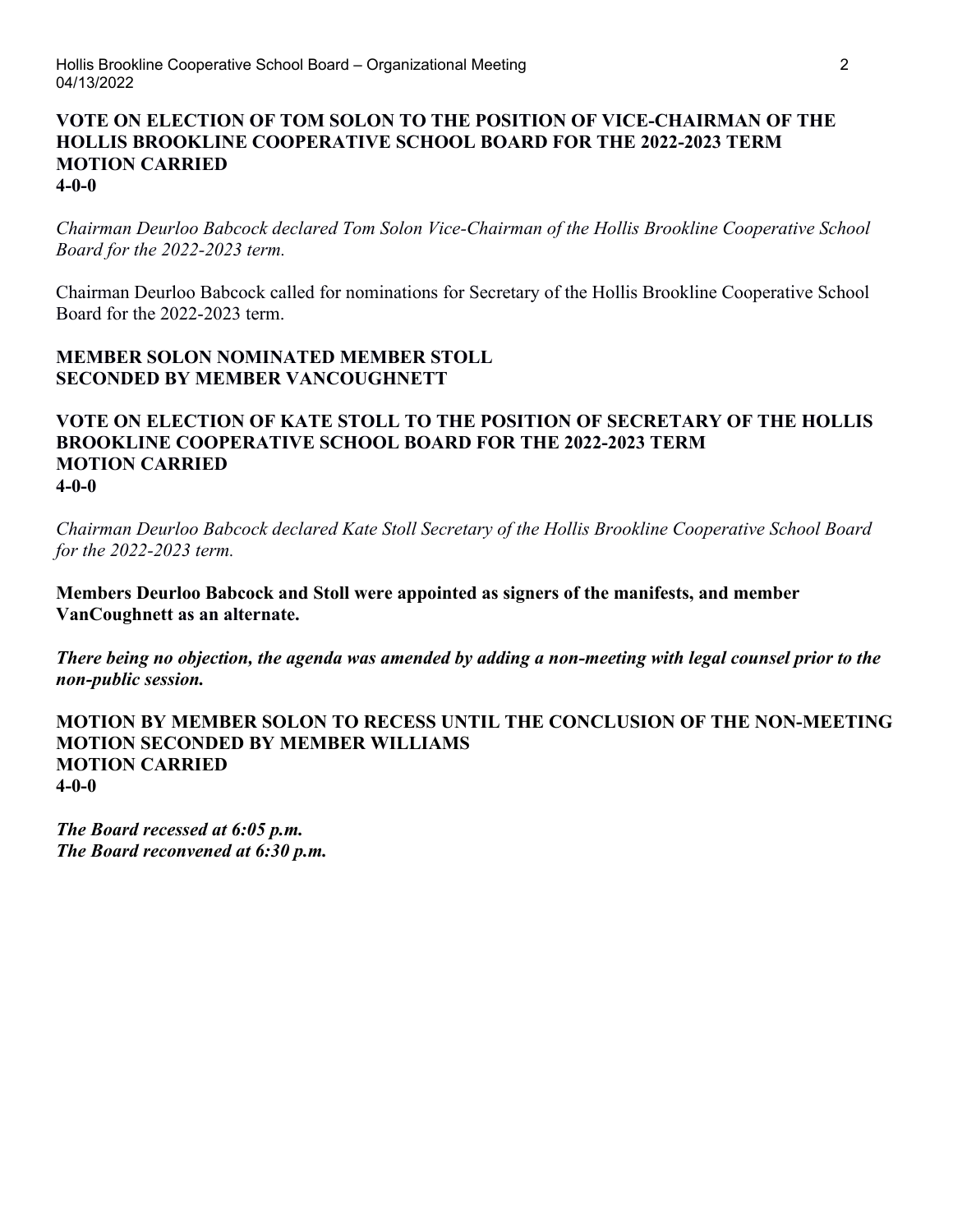**VOTE ON ELECTION OF TOM SOLON TO THE POSITION OF VICE-CHAIRMAN OF THE HOLLIS BROOKLINE COOPERATIVE SCHOOL BOARD FOR THE 2022-2023 TERM**
**MOTION CARRIED**
**4-0-0**

*Chairman Deurloo Babcock declared Tom Solon Vice-Chairman of the Hollis Brookline Cooperative School Board for the 2022-2023 term.*

Chairman Deurloo Babcock called for nominations for Secretary of the Hollis Brookline Cooperative School Board for the 2022-2023 term.

**MEMBER SOLON NOMINATED MEMBER STOLL**
**SECONDED BY MEMBER VANCOUGHNETT**

**VOTE ON ELECTION OF KATE STOLL TO THE POSITION OF SECRETARY OF THE HOLLIS BROOKLINE COOPERATIVE SCHOOL BOARD FOR THE 2022-2023 TERM**
**MOTION CARRIED**
**4-0-0**

*Chairman Deurloo Babcock declared Kate Stoll Secretary of the Hollis Brookline Cooperative School Board for the 2022-2023 term.*

**Members Deurloo Babcock and Stoll were appointed as signers of the manifests, and member VanCoughnett as an alternate.**

***There being no objection, the agenda was amended by adding a non-meeting with legal counsel prior to the non-public session.***

**MOTION BY MEMBER SOLON TO RECESS UNTIL THE CONCLUSION OF THE NON-MEETING**
**MOTION SECONDED BY MEMBER WILLIAMS**
**MOTION CARRIED**
**4-0-0**

***The Board recessed at 6:05 p.m.***
***The Board reconvened at 6:30 p.m.***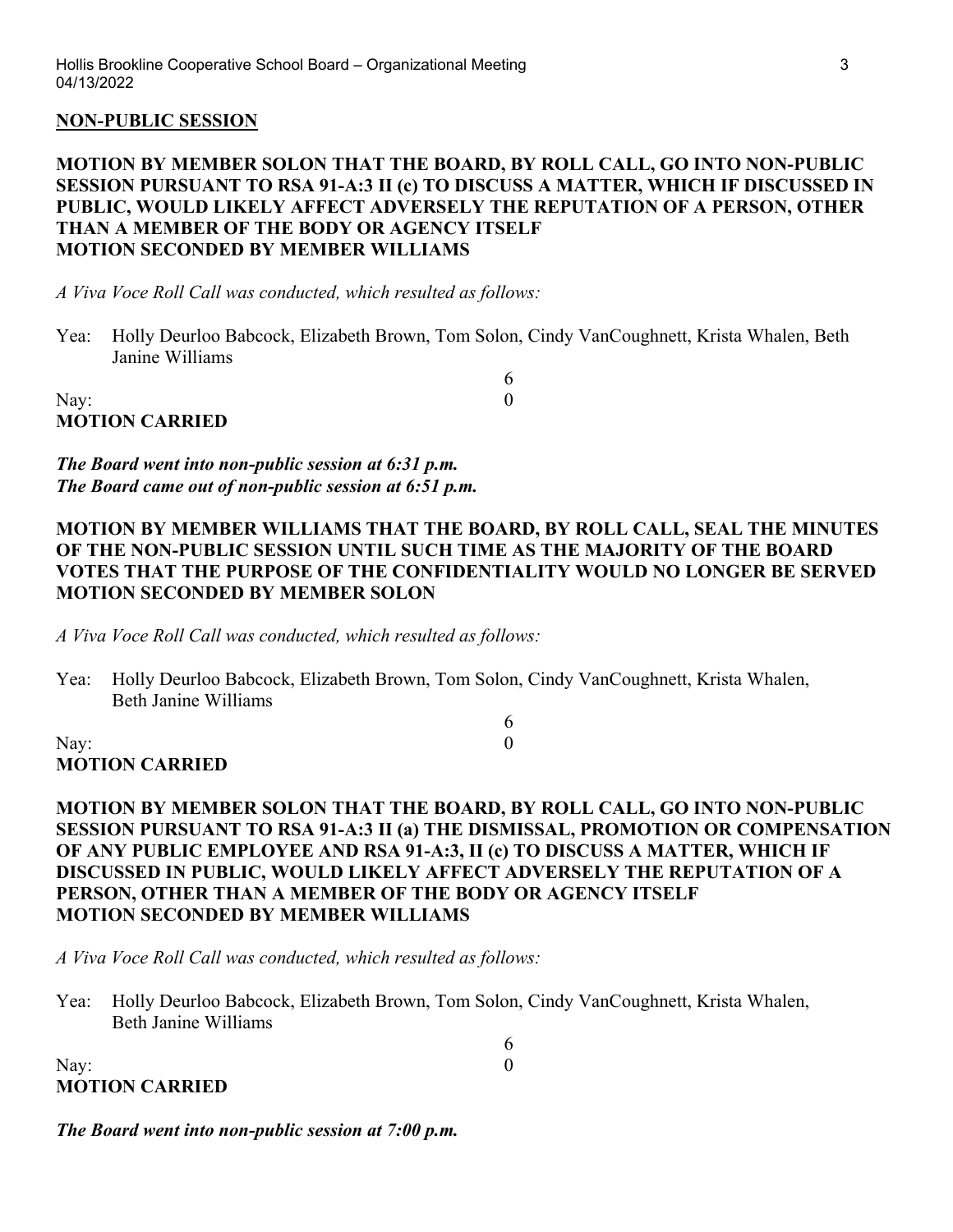**NON-PUBLIC SESSION**

**MOTION BY MEMBER SOLON THAT THE BOARD, BY ROLL CALL, GO INTO NON-PUBLIC SESSION PURSUANT TO RSA 91-A:3 II (c) TO DISCUSS A MATTER, WHICH IF DISCUSSED IN PUBLIC, WOULD LIKELY AFFECT ADVERSELY THE REPUTATION OF A PERSON, OTHER THAN A MEMBER OF THE BODY OR AGENCY ITSELF**
**MOTION SECONDED BY MEMBER WILLIAMS**

*A Viva Voce Roll Call was conducted, which resulted as follows:*

Yea: Holly Deurloo Babcock, Elizabeth Brown, Tom Solon, Cindy VanCoughnett, Krista Whalen, Beth Janine Williams 6

Nay: 0

**MOTION CARRIED**

***The Board went into non-public session at 6:31 p.m.***
***The Board came out of non-public session at 6:51 p.m.***

**MOTION BY MEMBER WILLIAMS THAT THE BOARD, BY ROLL CALL, SEAL THE MINUTES OF THE NON-PUBLIC SESSION UNTIL SUCH TIME AS THE MAJORITY OF THE BOARD VOTES THAT THE PURPOSE OF THE CONFIDENTIALITY WOULD NO LONGER BE SERVED**
**MOTION SECONDED BY MEMBER SOLON**

*A Viva Voce Roll Call was conducted, which resulted as follows:*

Yea: Holly Deurloo Babcock, Elizabeth Brown, Tom Solon, Cindy VanCoughnett, Krista Whalen, Beth Janine Williams 6

Nay: 0

**MOTION CARRIED**

**MOTION BY MEMBER SOLON THAT THE BOARD, BY ROLL CALL, GO INTO NON-PUBLIC SESSION PURSUANT TO RSA 91-A:3 II (a) THE DISMISSAL, PROMOTION OR COMPENSATION OF ANY PUBLIC EMPLOYEE AND RSA 91-A:3, II (c) TO DISCUSS A MATTER, WHICH IF DISCUSSED IN PUBLIC, WOULD LIKELY AFFECT ADVERSELY THE REPUTATION OF A PERSON, OTHER THAN A MEMBER OF THE BODY OR AGENCY ITSELF**
**MOTION SECONDED BY MEMBER WILLIAMS**

*A Viva Voce Roll Call was conducted, which resulted as follows:*

Yea: Holly Deurloo Babcock, Elizabeth Brown, Tom Solon, Cindy VanCoughnett, Krista Whalen, Beth Janine Williams 6

Nay: 0

**MOTION CARRIED**

***The Board went into non-public session at 7:00 p.m.***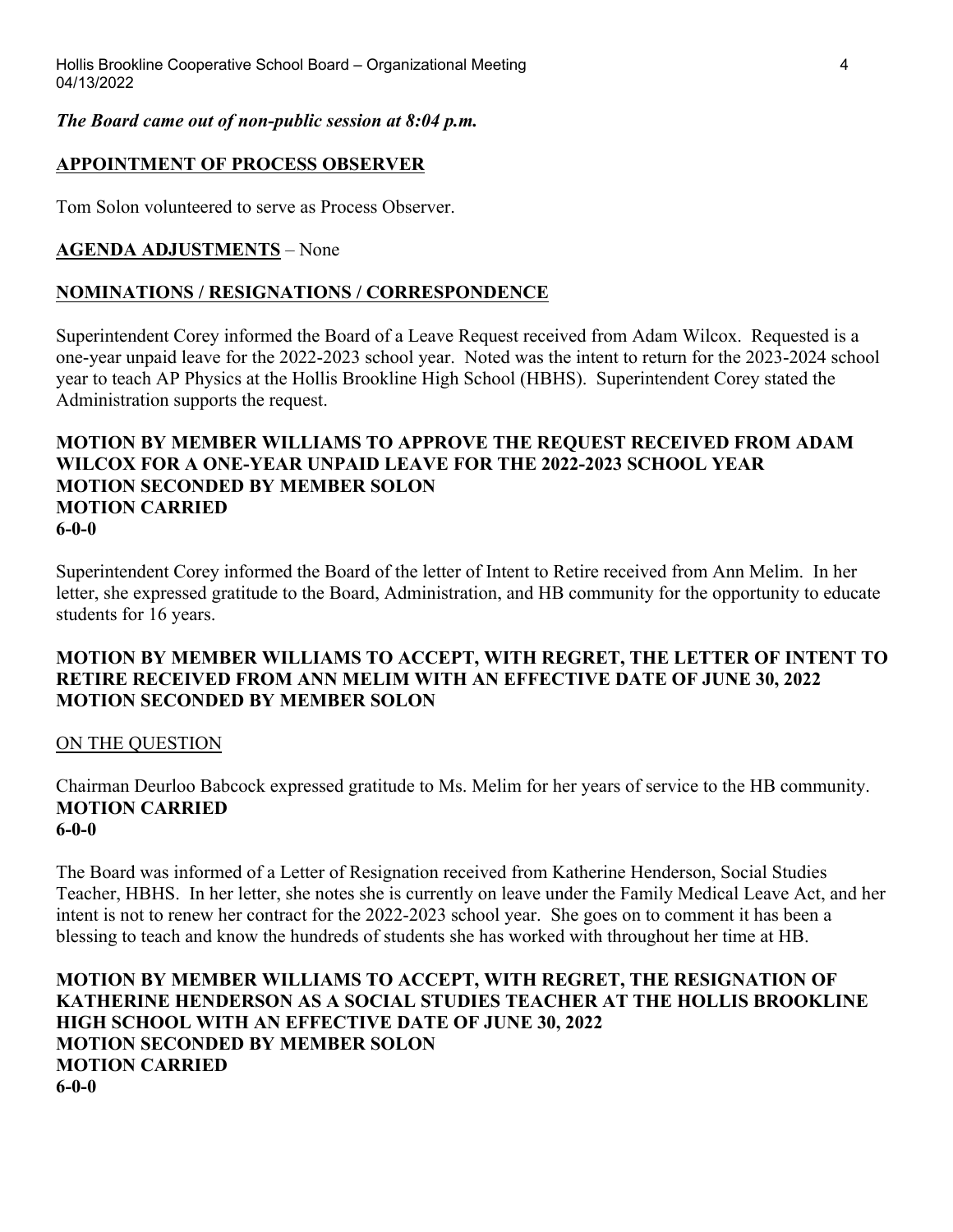***The Board came out of non-public session at 8:04 p.m.***

**APPOINTMENT OF PROCESS OBSERVER**

Tom Solon volunteered to serve as Process Observer.

**AGENDA ADJUSTMENTS** – None

**NOMINATIONS / RESIGNATIONS / CORRESPONDENCE**

Superintendent Corey informed the Board of a Leave Request received from Adam Wilcox. Requested is a one-year unpaid leave for the 2022-2023 school year. Noted was the intent to return for the 2023-2024 school year to teach AP Physics at the Hollis Brookline High School (HBHS). Superintendent Corey stated the Administration supports the request.

**MOTION BY MEMBER WILLIAMS TO APPROVE THE REQUEST RECEIVED FROM ADAM WILCOX FOR A ONE-YEAR UNPAID LEAVE FOR THE 2022-2023 SCHOOL YEAR**
**MOTION SECONDED BY MEMBER SOLON**
**MOTION CARRIED**
**6-0-0**

Superintendent Corey informed the Board of the letter of Intent to Retire received from Ann Melim. In her letter, she expressed gratitude to the Board, Administration, and HB community for the opportunity to educate students for 16 years.

**MOTION BY MEMBER WILLIAMS TO ACCEPT, WITH REGRET, THE LETTER OF INTENT TO RETIRE RECEIVED FROM ANN MELIM WITH AN EFFECTIVE DATE OF JUNE 30, 2022**
**MOTION SECONDED BY MEMBER SOLON**

ON THE QUESTION

Chairman Deurloo Babcock expressed gratitude to Ms. Melim for her years of service to the HB community.
**MOTION CARRIED**
**6-0-0**

The Board was informed of a Letter of Resignation received from Katherine Henderson, Social Studies Teacher, HBHS. In her letter, she notes she is currently on leave under the Family Medical Leave Act, and her intent is not to renew her contract for the 2022-2023 school year. She goes on to comment it has been a blessing to teach and know the hundreds of students she has worked with throughout her time at HB.

**MOTION BY MEMBER WILLIAMS TO ACCEPT, WITH REGRET, THE RESIGNATION OF KATHERINE HENDERSON AS A SOCIAL STUDIES TEACHER AT THE HOLLIS BROOKLINE HIGH SCHOOL WITH AN EFFECTIVE DATE OF JUNE 30, 2022**
**MOTION SECONDED BY MEMBER SOLON**
**MOTION CARRIED**
**6-0-0**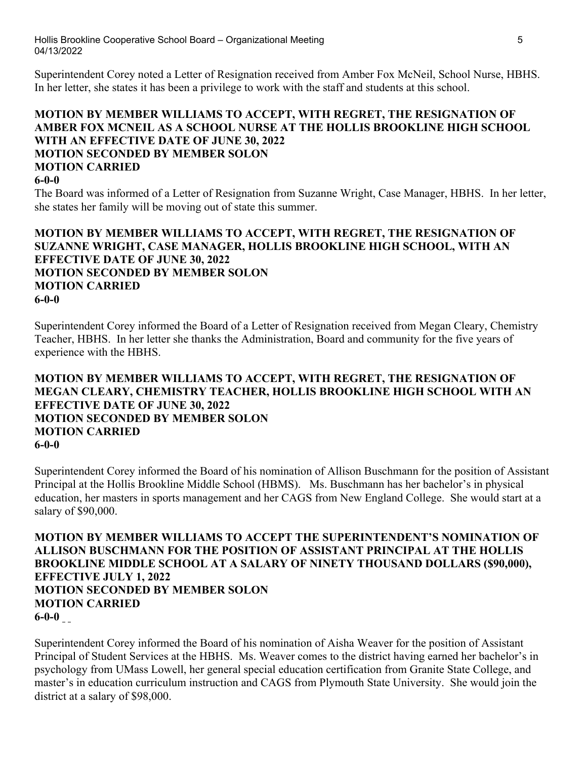Superintendent Corey noted a Letter of Resignation received from Amber Fox McNeil, School Nurse, HBHS. In her letter, she states it has been a privilege to work with the staff and students at this school.

**MOTION BY MEMBER WILLIAMS TO ACCEPT, WITH REGRET, THE RESIGNATION OF AMBER FOX MCNEIL AS A SCHOOL NURSE AT THE HOLLIS BROOKLINE HIGH SCHOOL WITH AN EFFECTIVE DATE OF JUNE 30, 2022**
**MOTION SECONDED BY MEMBER SOLON**
**MOTION CARRIED**
**6-0-0**

The Board was informed of a Letter of Resignation from Suzanne Wright, Case Manager, HBHS. In her letter, she states her family will be moving out of state this summer.

**MOTION BY MEMBER WILLIAMS TO ACCEPT, WITH REGRET, THE RESIGNATION OF SUZANNE WRIGHT, CASE MANAGER, HOLLIS BROOKLINE HIGH SCHOOL, WITH AN EFFECTIVE DATE OF JUNE 30, 2022**
**MOTION SECONDED BY MEMBER SOLON**
**MOTION CARRIED**
**6-0-0**

Superintendent Corey informed the Board of a Letter of Resignation received from Megan Cleary, Chemistry Teacher, HBHS. In her letter she thanks the Administration, Board and community for the five years of experience with the HBHS.

**MOTION BY MEMBER WILLIAMS TO ACCEPT, WITH REGRET, THE RESIGNATION OF MEGAN CLEARY, CHEMISTRY TEACHER, HOLLIS BROOKLINE HIGH SCHOOL WITH AN EFFECTIVE DATE OF JUNE 30, 2022**
**MOTION SECONDED BY MEMBER SOLON**
**MOTION CARRIED**
**6-0-0**

Superintendent Corey informed the Board of his nomination of Allison Buschmann for the position of Assistant Principal at the Hollis Brookline Middle School (HBMS). Ms. Buschmann has her bachelor's in physical education, her masters in sports management and her CAGS from New England College. She would start at a salary of $90,000.

**MOTION BY MEMBER WILLIAMS TO ACCEPT THE SUPERINTENDENT'S NOMINATION OF ALLISON BUSCHMANN FOR THE POSITION OF ASSISTANT PRINCIPAL AT THE HOLLIS BROOKLINE MIDDLE SCHOOL AT A SALARY OF NINETY THOUSAND DOLLARS ($90,000), EFFECTIVE JULY 1, 2022**
**MOTION SECONDED BY MEMBER SOLON**
**MOTION CARRIED**
**6-0-0**

Superintendent Corey informed the Board of his nomination of Aisha Weaver for the position of Assistant Principal of Student Services at the HBHS. Ms. Weaver comes to the district having earned her bachelor's in psychology from UMass Lowell, her general special education certification from Granite State College, and master's in education curriculum instruction and CAGS from Plymouth State University. She would join the district at a salary of $98,000.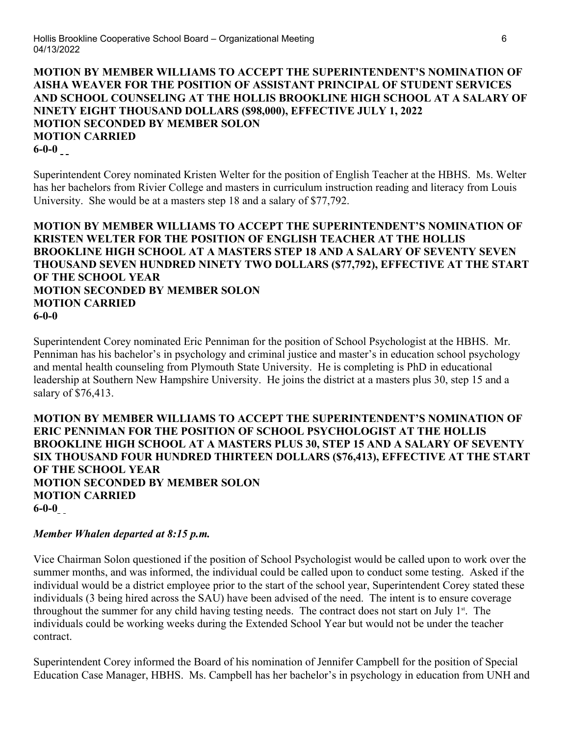**MOTION BY MEMBER WILLIAMS TO ACCEPT THE SUPERINTENDENT'S NOMINATION OF AISHA WEAVER FOR THE POSITION OF ASSISTANT PRINCIPAL OF STUDENT SERVICES AND SCHOOL COUNSELING AT THE HOLLIS BROOKLINE HIGH SCHOOL AT A SALARY OF NINETY EIGHT THOUSAND DOLLARS ($98,000), EFFECTIVE JULY 1, 2022**
**MOTION SECONDED BY MEMBER SOLON**
**MOTION CARRIED**
**6-0-0**

Superintendent Corey nominated Kristen Welter for the position of English Teacher at the HBHS. Ms. Welter has her bachelors from Rivier College and masters in curriculum instruction reading and literacy from Louis University. She would be at a masters step 18 and a salary of $77,792.

**MOTION BY MEMBER WILLIAMS TO ACCEPT THE SUPERINTENDENT'S NOMINATION OF KRISTEN WELTER FOR THE POSITION OF ENGLISH TEACHER AT THE HOLLIS BROOKLINE HIGH SCHOOL AT A MASTERS STEP 18 AND A SALARY OF SEVENTY SEVEN THOUSAND SEVEN HUNDRED NINETY TWO DOLLARS ($77,792), EFFECTIVE AT THE START OF THE SCHOOL YEAR**
**MOTION SECONDED BY MEMBER SOLON**
**MOTION CARRIED**
**6-0-0**

Superintendent Corey nominated Eric Penniman for the position of School Psychologist at the HBHS. Mr. Penniman has his bachelor's in psychology and criminal justice and master's in education school psychology and mental health counseling from Plymouth State University. He is completing is PhD in educational leadership at Southern New Hampshire University. He joins the district at a masters plus 30, step 15 and a salary of $76,413.

**MOTION BY MEMBER WILLIAMS TO ACCEPT THE SUPERINTENDENT'S NOMINATION OF ERIC PENNIMAN FOR THE POSITION OF SCHOOL PSYCHOLOGIST AT THE HOLLIS BROOKLINE HIGH SCHOOL AT A MASTERS PLUS 30, STEP 15 AND A SALARY OF SEVENTY SIX THOUSAND FOUR HUNDRED THIRTEEN DOLLARS ($76,413), EFFECTIVE AT THE START OF THE SCHOOL YEAR**
**MOTION SECONDED BY MEMBER SOLON**
**MOTION CARRIED**
**6-0-0**

***Member Whalen departed at 8:15 p.m.***

Vice Chairman Solon questioned if the position of School Psychologist would be called upon to work over the summer months, and was informed, the individual could be called upon to conduct some testing. Asked if the individual would be a district employee prior to the start of the school year, Superintendent Corey stated these individuals (3 being hired across the SAU) have been advised of the need. The intent is to ensure coverage throughout the summer for any child having testing needs. The contract does not start on July 1st. The individuals could be working weeks during the Extended School Year but would not be under the teacher contract.

Superintendent Corey informed the Board of his nomination of Jennifer Campbell for the position of Special Education Case Manager, HBHS. Ms. Campbell has her bachelor's in psychology in education from UNH and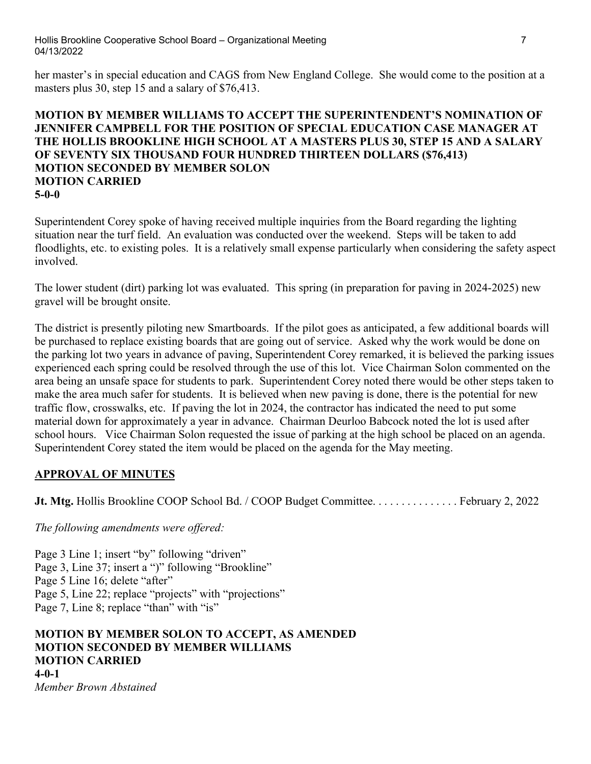her master's in special education and CAGS from New England College. She would come to the position at a masters plus 30, step 15 and a salary of $76,413.

**MOTION BY MEMBER WILLIAMS TO ACCEPT THE SUPERINTENDENT'S NOMINATION OF JENNIFER CAMPBELL FOR THE POSITION OF SPECIAL EDUCATION CASE MANAGER AT THE HOLLIS BROOKLINE HIGH SCHOOL AT A MASTERS PLUS 30, STEP 15 AND A SALARY OF SEVENTY SIX THOUSAND FOUR HUNDRED THIRTEEN DOLLARS ($76,413)**
**MOTION SECONDED BY MEMBER SOLON**
**MOTION CARRIED**
**5-0-0**

Superintendent Corey spoke of having received multiple inquiries from the Board regarding the lighting situation near the turf field. An evaluation was conducted over the weekend. Steps will be taken to add floodlights, etc. to existing poles. It is a relatively small expense particularly when considering the safety aspect involved.

The lower student (dirt) parking lot was evaluated. This spring (in preparation for paving in 2024-2025) new gravel will be brought onsite.

The district is presently piloting new Smartboards. If the pilot goes as anticipated, a few additional boards will be purchased to replace existing boards that are going out of service. Asked why the work would be done on the parking lot two years in advance of paving, Superintendent Corey remarked, it is believed the parking issues experienced each spring could be resolved through the use of this lot. Vice Chairman Solon commented on the area being an unsafe space for students to park. Superintendent Corey noted there would be other steps taken to make the area much safer for students. It is believed when new paving is done, there is the potential for new traffic flow, crosswalks, etc. If paving the lot in 2024, the contractor has indicated the need to put some material down for approximately a year in advance. Chairman Deurloo Babcock noted the lot is used after school hours. Vice Chairman Solon requested the issue of parking at the high school be placed on an agenda. Superintendent Corey stated the item would be placed on the agenda for the May meeting.

## APPROVAL OF MINUTES

**Jt. Mtg.** Hollis Brookline COOP School Bd. / COOP Budget Committee. . . . . . . . . . . . . . . February 2, 2022

*The following amendments were offered:*

Page 3 Line 1; insert "by" following "driven"
Page 3, Line 37; insert a ")" following "Brookline"
Page 5 Line 16; delete "after"
Page 5, Line 22; replace "projects" with "projections"
Page 7, Line 8; replace "than" with "is"

**MOTION BY MEMBER SOLON TO ACCEPT, AS AMENDED**
**MOTION SECONDED BY MEMBER WILLIAMS**
**MOTION CARRIED**
**4-0-1**
*Member Brown Abstained*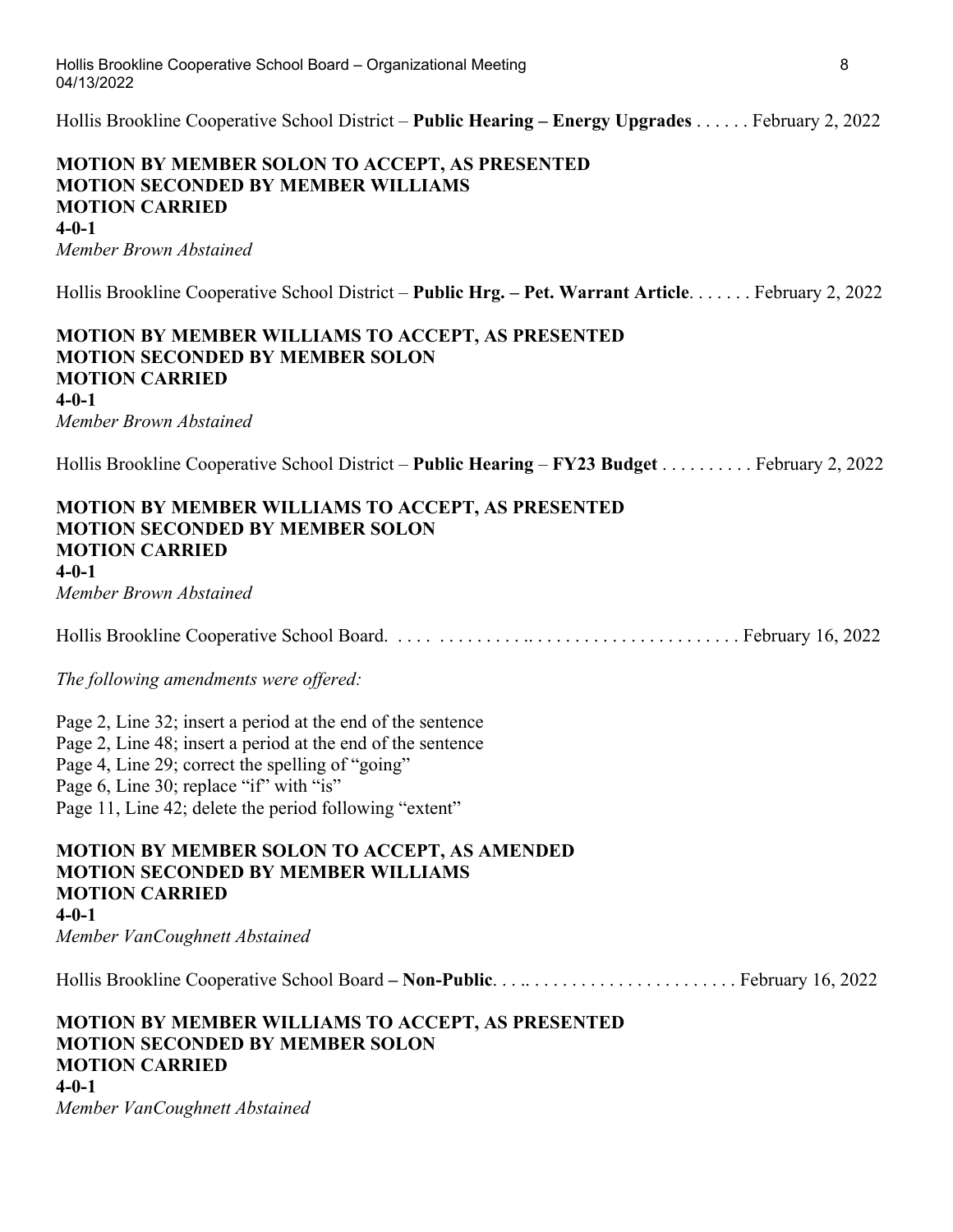Hollis Brookline Cooperative School District – **Public Hearing – Energy Upgrades** . . . . . . February 2, 2022

**MOTION BY MEMBER SOLON TO ACCEPT, AS PRESENTED**
**MOTION SECONDED BY MEMBER WILLIAMS**
**MOTION CARRIED**
**4-0-1**
*Member Brown Abstained*

Hollis Brookline Cooperative School District – **Public Hrg. – Pet. Warrant Article**. . . . . . . February 2, 2022

**MOTION BY MEMBER WILLIAMS TO ACCEPT, AS PRESENTED**
**MOTION SECONDED BY MEMBER SOLON**
**MOTION CARRIED**
**4-0-1**
*Member Brown Abstained*

Hollis Brookline Cooperative School District – **Public Hearing** – **FY23 Budget** . . . . . . . . . . February 2, 2022

**MOTION BY MEMBER WILLIAMS TO ACCEPT, AS PRESENTED**
**MOTION SECONDED BY MEMBER SOLON**
**MOTION CARRIED**
**4-0-1**
*Member Brown Abstained*

Hollis Brookline Cooperative School Board. . . . . . . . . . . . . .. . . . . . . . . . . . . . . . . . . . . . . February 16, 2022

*The following amendments were offered:*

Page 2, Line 32; insert a period at the end of the sentence
Page 2, Line 48; insert a period at the end of the sentence
Page 4, Line 29; correct the spelling of "going"
Page 6, Line 30; replace "if" with "is"
Page 11, Line 42; delete the period following "extent"

**MOTION BY MEMBER SOLON TO ACCEPT, AS AMENDED**
**MOTION SECONDED BY MEMBER WILLIAMS**
**MOTION CARRIED**
**4-0-1**
*Member VanCoughnett Abstained*

Hollis Brookline Cooperative School Board **– Non-Public**. . . .. . . . . . . . . . . . . . . . . . . . . . . February 16, 2022

**MOTION BY MEMBER WILLIAMS TO ACCEPT, AS PRESENTED**
**MOTION SECONDED BY MEMBER SOLON**
**MOTION CARRIED**
**4-0-1**
*Member VanCoughnett Abstained*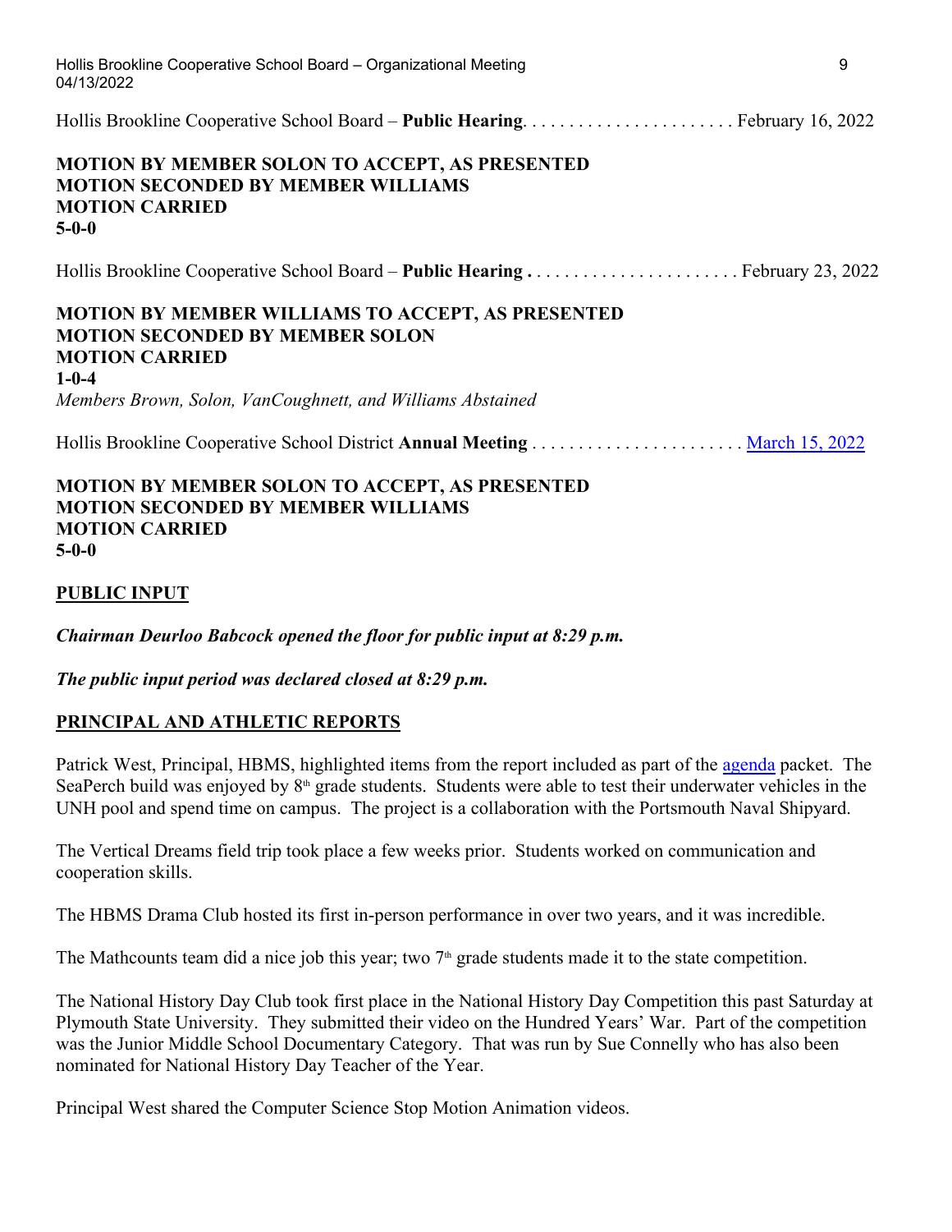Hollis Brookline Cooperative School Board – **Public Hearing**. . . . . . . . . . . . . . . . . . . . . . . February 16, 2022

**MOTION BY MEMBER SOLON TO ACCEPT, AS PRESENTED**
**MOTION SECONDED BY MEMBER WILLIAMS**
**MOTION CARRIED**
**5-0-0**

Hollis Brookline Cooperative School Board – **Public Hearing .** . . . . . . . . . . . . . . . . . . . . . . February 23, 2022

**MOTION BY MEMBER WILLIAMS TO ACCEPT, AS PRESENTED**
**MOTION SECONDED BY MEMBER SOLON**
**MOTION CARRIED**
**1-0-4**
*Members Brown, Solon, VanCoughnett, and Williams Abstained*

Hollis Brookline Cooperative School District **Annual Meeting** . . . . . . . . . . . . . . . . . . . . . . . March 15, 2022

**MOTION BY MEMBER SOLON TO ACCEPT, AS PRESENTED**
**MOTION SECONDED BY MEMBER WILLIAMS**
**MOTION CARRIED**
**5-0-0**

## PUBLIC INPUT

***Chairman Deurloo Babcock opened the floor for public input at 8:29 p.m.***

***The public input period was declared closed at 8:29 p.m.***

## PRINCIPAL AND ATHLETIC REPORTS

Patrick West, Principal, HBMS, highlighted items from the report included as part of the agenda packet. The SeaPerch build was enjoyed by 8th grade students. Students were able to test their underwater vehicles in the UNH pool and spend time on campus. The project is a collaboration with the Portsmouth Naval Shipyard.

The Vertical Dreams field trip took place a few weeks prior. Students worked on communication and cooperation skills.

The HBMS Drama Club hosted its first in-person performance in over two years, and it was incredible.

The Mathcounts team did a nice job this year; two 7th grade students made it to the state competition.

The National History Day Club took first place in the National History Day Competition this past Saturday at Plymouth State University. They submitted their video on the Hundred Years' War. Part of the competition was the Junior Middle School Documentary Category. That was run by Sue Connelly who has also been nominated for National History Day Teacher of the Year.

Principal West shared the Computer Science Stop Motion Animation videos.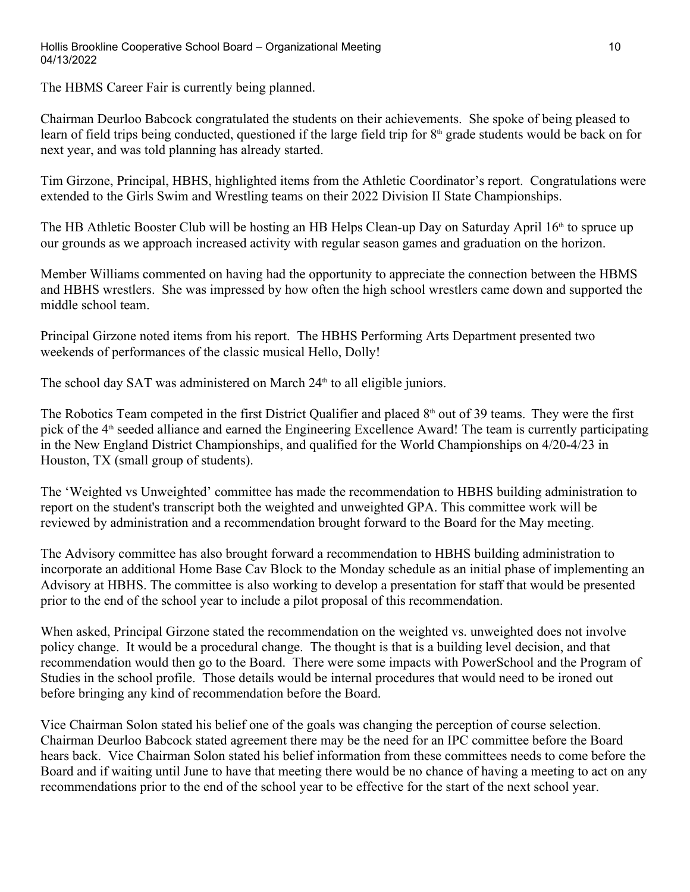The HBMS Career Fair is currently being planned.

Chairman Deurloo Babcock congratulated the students on their achievements. She spoke of being pleased to learn of field trips being conducted, questioned if the large field trip for 8th grade students would be back on for next year, and was told planning has already started.

Tim Girzone, Principal, HBHS, highlighted items from the Athletic Coordinator's report. Congratulations were extended to the Girls Swim and Wrestling teams on their 2022 Division II State Championships.

The HB Athletic Booster Club will be hosting an HB Helps Clean-up Day on Saturday April 16th to spruce up our grounds as we approach increased activity with regular season games and graduation on the horizon.

Member Williams commented on having had the opportunity to appreciate the connection between the HBMS and HBHS wrestlers. She was impressed by how often the high school wrestlers came down and supported the middle school team.

Principal Girzone noted items from his report. The HBHS Performing Arts Department presented two weekends of performances of the classic musical Hello, Dolly!

The school day SAT was administered on March 24th to all eligible juniors.

The Robotics Team competed in the first District Qualifier and placed 8th out of 39 teams. They were the first pick of the 4th seeded alliance and earned the Engineering Excellence Award! The team is currently participating in the New England District Championships, and qualified for the World Championships on 4/20-4/23 in Houston, TX (small group of students).

The 'Weighted vs Unweighted' committee has made the recommendation to HBHS building administration to report on the student's transcript both the weighted and unweighted GPA. This committee work will be reviewed by administration and a recommendation brought forward to the Board for the May meeting.

The Advisory committee has also brought forward a recommendation to HBHS building administration to incorporate an additional Home Base Cav Block to the Monday schedule as an initial phase of implementing an Advisory at HBHS. The committee is also working to develop a presentation for staff that would be presented prior to the end of the school year to include a pilot proposal of this recommendation.

When asked, Principal Girzone stated the recommendation on the weighted vs. unweighted does not involve policy change. It would be a procedural change. The thought is that is a building level decision, and that recommendation would then go to the Board. There were some impacts with PowerSchool and the Program of Studies in the school profile. Those details would be internal procedures that would need to be ironed out before bringing any kind of recommendation before the Board.

Vice Chairman Solon stated his belief one of the goals was changing the perception of course selection. Chairman Deurloo Babcock stated agreement there may be the need for an IPC committee before the Board hears back. Vice Chairman Solon stated his belief information from these committees needs to come before the Board and if waiting until June to have that meeting there would be no chance of having a meeting to act on any recommendations prior to the end of the school year to be effective for the start of the next school year.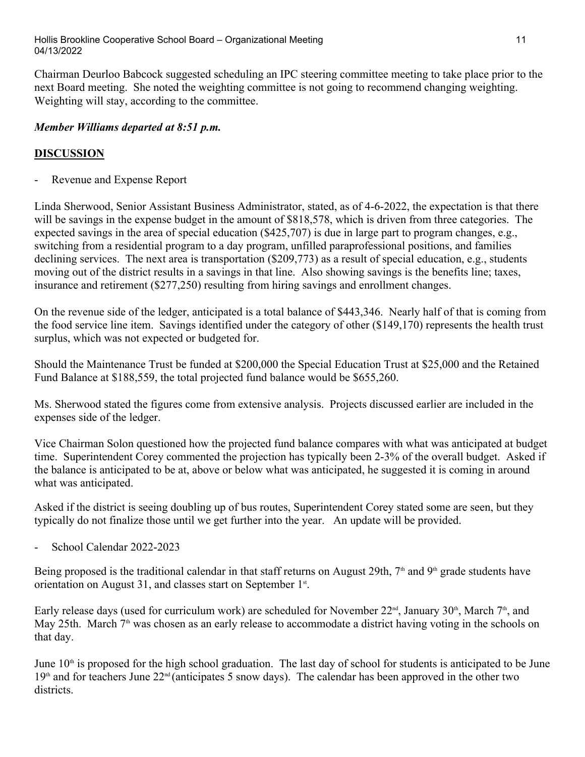Chairman Deurloo Babcock suggested scheduling an IPC steering committee meeting to take place prior to the next Board meeting. She noted the weighting committee is not going to recommend changing weighting. Weighting will stay, according to the committee.

***Member Williams departed at 8:51 p.m.***

## DISCUSSION

- Revenue and Expense Report

Linda Sherwood, Senior Assistant Business Administrator, stated, as of 4-6-2022, the expectation is that there will be savings in the expense budget in the amount of $818,578, which is driven from three categories. The expected savings in the area of special education ($425,707) is due in large part to program changes, e.g., switching from a residential program to a day program, unfilled paraprofessional positions, and families declining services. The next area is transportation ($209,773) as a result of special education, e.g., students moving out of the district results in a savings in that line. Also showing savings is the benefits line; taxes, insurance and retirement ($277,250) resulting from hiring savings and enrollment changes.

On the revenue side of the ledger, anticipated is a total balance of $443,346. Nearly half of that is coming from the food service line item. Savings identified under the category of other ($149,170) represents the health trust surplus, which was not expected or budgeted for.

Should the Maintenance Trust be funded at $200,000 the Special Education Trust at $25,000 and the Retained Fund Balance at $188,559, the total projected fund balance would be $655,260.

Ms. Sherwood stated the figures come from extensive analysis. Projects discussed earlier are included in the expenses side of the ledger.

Vice Chairman Solon questioned how the projected fund balance compares with what was anticipated at budget time. Superintendent Corey commented the projection has typically been 2-3% of the overall budget. Asked if the balance is anticipated to be at, above or below what was anticipated, he suggested it is coming in around what was anticipated.

Asked if the district is seeing doubling up of bus routes, Superintendent Corey stated some are seen, but they typically do not finalize those until we get further into the year. An update will be provided.

- School Calendar 2022-2023

Being proposed is the traditional calendar in that staff returns on August 29th, 7th and 9th grade students have orientation on August 31, and classes start on September 1st.

Early release days (used for curriculum work) are scheduled for November 22nd, January 30th, March 7th, and May 25th. March 7th was chosen as an early release to accommodate a district having voting in the schools on that day.

June 10th is proposed for the high school graduation. The last day of school for students is anticipated to be June 19th and for teachers June 22nd (anticipates 5 snow days). The calendar has been approved in the other two districts.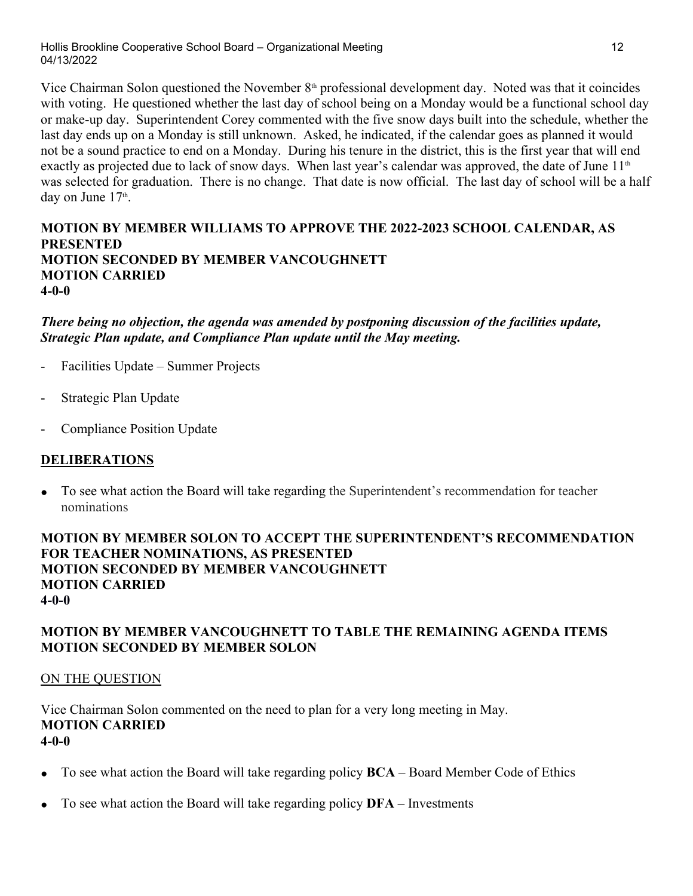Vice Chairman Solon questioned the November 8th professional development day. Noted was that it coincides with voting. He questioned whether the last day of school being on a Monday would be a functional school day or make-up day. Superintendent Corey commented with the five snow days built into the schedule, whether the last day ends up on a Monday is still unknown. Asked, he indicated, if the calendar goes as planned it would not be a sound practice to end on a Monday. During his tenure in the district, this is the first year that will end exactly as projected due to lack of snow days. When last year's calendar was approved, the date of June 11th was selected for graduation. There is no change. That date is now official. The last day of school will be a half day on June 17th.

**MOTION BY MEMBER WILLIAMS TO APPROVE THE 2022-2023 SCHOOL CALENDAR, AS PRESENTED**
**MOTION SECONDED BY MEMBER VANCOUGHNETT**
**MOTION CARRIED**
**4-0-0**

***There being no objection, the agenda was amended by postponing discussion of the facilities update, Strategic Plan update, and Compliance Plan update until the May meeting.***

- Facilities Update – Summer Projects
- Strategic Plan Update
- Compliance Position Update

## DELIBERATIONS

- To see what action the Board will take regarding the Superintendent's recommendation for teacher nominations

**MOTION BY MEMBER SOLON TO ACCEPT THE SUPERINTENDENT'S RECOMMENDATION FOR TEACHER NOMINATIONS, AS PRESENTED**
**MOTION SECONDED BY MEMBER VANCOUGHNETT**
**MOTION CARRIED**
**4-0-0**

**MOTION BY MEMBER VANCOUGHNETT TO TABLE THE REMAINING AGENDA ITEMS**
**MOTION SECONDED BY MEMBER SOLON**

ON THE QUESTION

Vice Chairman Solon commented on the need to plan for a very long meeting in May.
**MOTION CARRIED**
**4-0-0**

- To see what action the Board will take regarding policy **BCA** – Board Member Code of Ethics
- To see what action the Board will take regarding policy **DFA** – Investments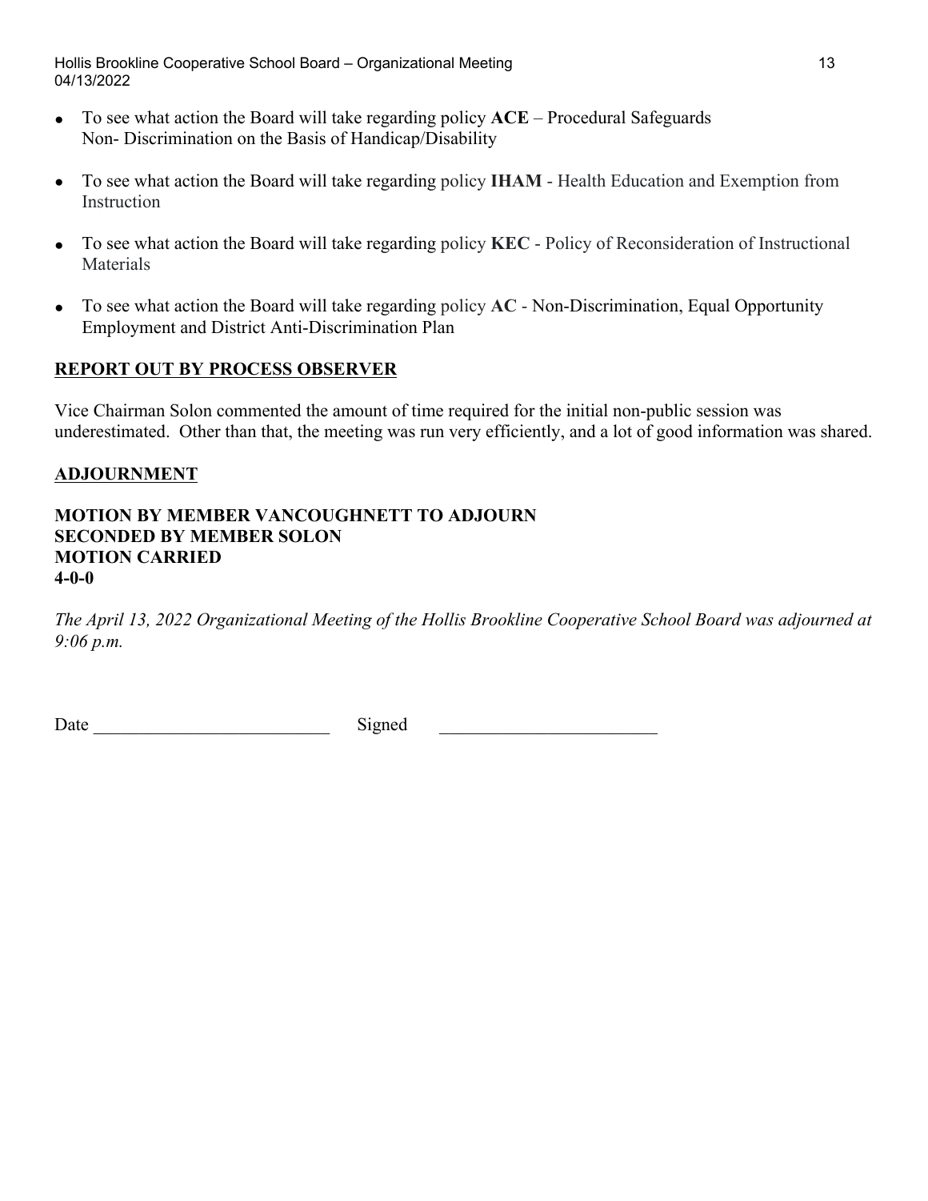- To see what action the Board will take regarding policy **ACE** – Procedural Safeguards Non- Discrimination on the Basis of Handicap/Disability

- To see what action the Board will take regarding policy **IHAM** - Health Education and Exemption from Instruction

- To see what action the Board will take regarding policy **KEC** - Policy of Reconsideration of Instructional Materials

- To see what action the Board will take regarding policy **AC** - Non-Discrimination, Equal Opportunity Employment and District Anti-Discrimination Plan

**REPORT OUT BY PROCESS OBSERVER**

Vice Chairman Solon commented the amount of time required for the initial non-public session was underestimated. Other than that, the meeting was run very efficiently, and a lot of good information was shared.

**ADJOURNMENT**

**MOTION BY MEMBER VANCOUGHNETT TO ADJOURN**
**SECONDED BY MEMBER SOLON**
**MOTION CARRIED**
**4-0-0**

*The April 13, 2022 Organizational Meeting of the Hollis Brookline Cooperative School Board was adjourned at 9:06 p.m.*

Date ___________________________ Signed _________________________